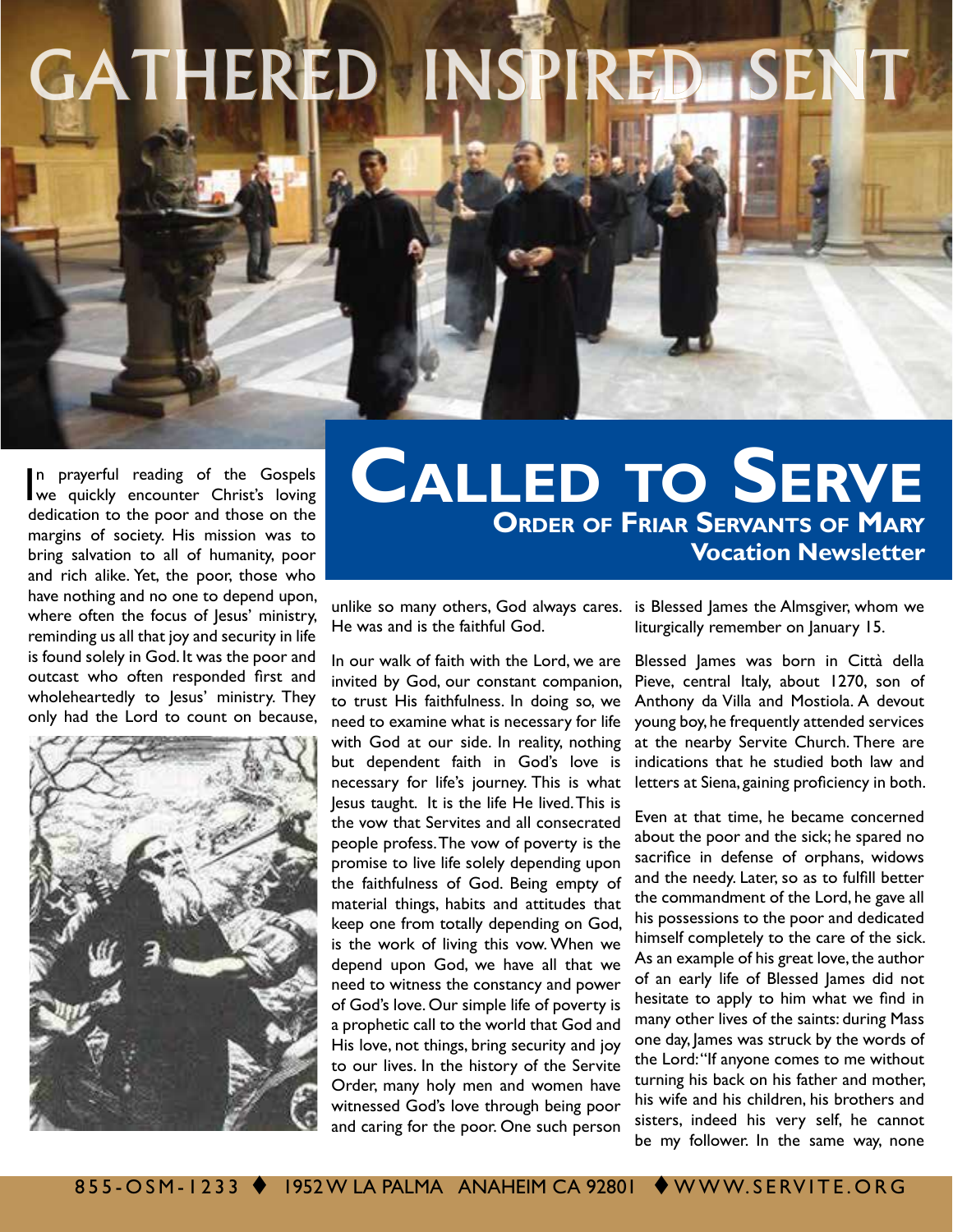GATHERED INSPIRED SENT

# Called to Serve

## Order of Friar Servants of Mary

### Vocation Newsletter

In prayerful reading of the Gospels we quickly encounter Christ's loving dedication to the poor and those on the margins of society. His mission was to bring salvation to all of humanity, poor and rich alike. Yet, the poor, those who have nothing and no one to depend upon, where often the focus of Jesus' ministry, reminding us all that joy and security in life is found solely in God. It was the poor and outcast who often responded first and wholeheartedly to Jesus' ministry. They only had the Lord to count on because, unlike so many others, God always cares. He was and is the faithful God.

In our walk of faith with the Lord, we are invited by God, our constant companion, to trust His faithfulness. In doing so, we need to examine what is necessary for life with God at our side. In reality, nothing but dependent faith in God's love is necessary for life's journey. This is what Jesus taught. It is the life He lived. This is the vow that Servites and all consecrated people profess. The vow of poverty is the promise to live life solely depending upon the faithfulness of God. Being empty of material things, habits and attitudes that keep one from totally depending on God, is the work of living this vow. When we depend upon God, we have all that we need to witness the constancy and power of God's love. Our simple life of poverty is a prophetic call to the world that God and His love, not things, bring security and joy to our lives. In the history of the Servite Order, many holy men and women have witnessed God's love through being poor and caring for the poor. One such person is Blessed James the Almsgiver, whom we liturgically remember on January 15.

Blessed James was born in Città della Pieve, central Italy, about 1270, son of Anthony da Villa and Mostiola. A devout young boy, he frequently attended services at the nearby Servite Church. There are indications that he studied both law and letters at Siena, gaining proficiency in both.

Even at that time, he became concerned about the poor and the sick; he spared no sacrifice in defense of orphans, widows and the needy. Later, so as to fulfill better the commandment of the Lord, he gave all his possessions to the poor and dedicated himself completely to the care of the sick. As an example of his great love, the author of an early life of Blessed James did not hesitate to apply to him what we find in many other lives of the saints: during Mass one day, James was struck by the words of the Lord: "If anyone comes to me without turning his back on his father and mother, his wife and his children, his brothers and sisters, indeed his very self, he cannot be my follower. In the same way, none

855-OSM-1233 ♦ 1952 W LA PALMA ANAHEIM CA 92801 ♦ WWW.SERVITE.ORG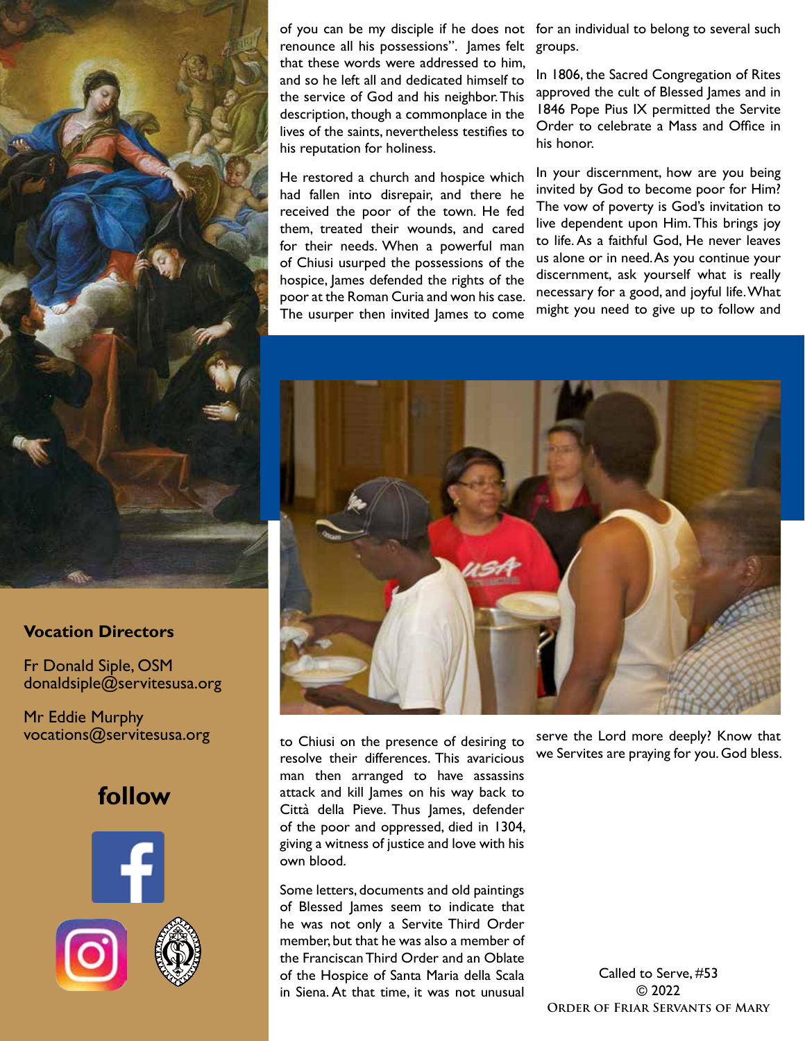of you can be my disciple if he does not renounce all his possessions". James felt that these words were addressed to him, and so he left all and dedicated himself to the service of God and his neighbor. This description, though a commonplace in the lives of the saints, nevertheless testifies to his reputation for holiness.

He restored a church and hospice which had fallen into disrepair, and there he received the poor of the town. He fed them, treated their wounds, and cared for their needs. When a powerful man of Chiusi usurped the possessions of the hospice, James defended the rights of the poor at the Roman Curia and won his case. The usurper then invited James to come to Chiusi on the presence of desiring to resolve their differences. This avaricious man then arranged to have assassins attack and kill James on his way back to Città della Pieve. Thus James, defender of the poor and oppressed, died in 1304, giving a witness of justice and love with his own blood.

Some letters, documents and old paintings of Blessed James seem to indicate that he was not only a Servite Third Order member, but that he was also a member of the Franciscan Third Order and an Oblate of the Hospice of Santa Maria della Scala in Siena. At that time, it was not unusual for an individual to belong to several such groups.

In 1806, the Sacred Congregation of Rites approved the cult of Blessed James and in 1846 Pope Pius IX permitted the Servite Order to celebrate a Mass and Office in his honor.

In your discernment, how are you being invited by God to become poor for Him? The vow of poverty is God's invitation to live dependent upon Him. This brings joy to life. As a faithful God, He never leaves us alone or in need. As you continue your discernment, ask yourself what is really necessary for a good, and joyful life. What might you need to give up to follow and serve the Lord more deeply? Know that we Servites are praying for you. God bless.

**Vocation Directors**

Fr Donald Siple, OSM
donaldsiple@servitesusa.org

Mr Eddie Murphy
vocations@servitesusa.org

**follow**

Called to Serve, #53
© 2022
Order of Friar Servants of Mary